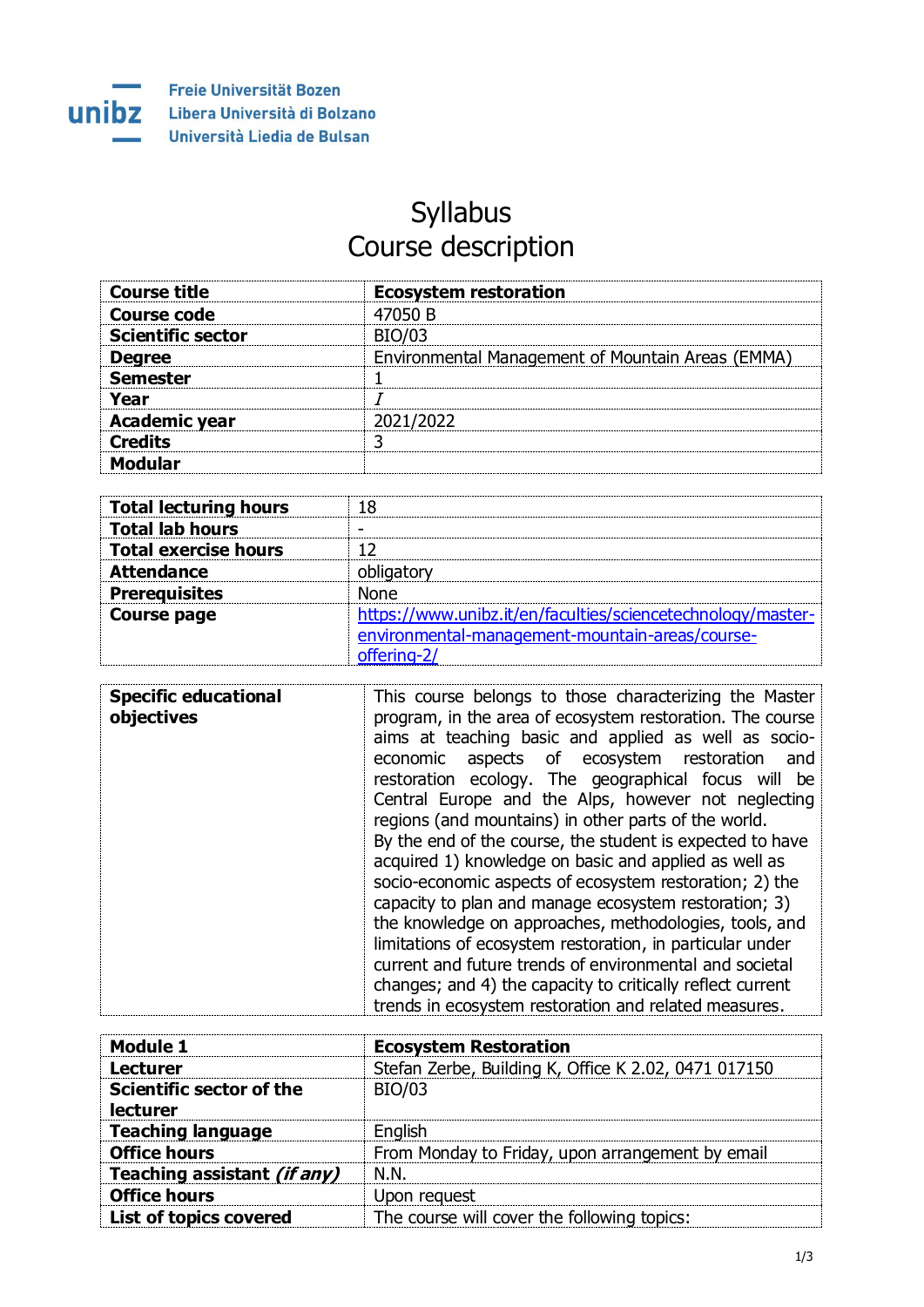Freie Universität Bozen
Libera Università di Bolzano
Università Liedia de Bulsan

# Syllabus
# Course description

| **Course title** | **Ecosystem restoration** |
|---|---|
| **Course code** | 47050 B |
| **Scientific sector** | BIO/03 |
| **Degree** | Environmental Management of Mountain Areas (EMMA) |
| **Semester** | 1 |
| **Year** | *I* |
| **Academic year** | 2021/2022 |
| **Credits** | 3 |
| **Modular** | |

| **Total lecturing hours** | 18 |
|---|---|
| **Total lab hours** | - |
| **Total exercise hours** | 12 |
| **Attendance** | obligatory |
| **Prerequisites** | None |
| **Course page** | [https://www.unibz.it/en/faculties/sciencetechnology/master-environmental-management-mountain-areas/course-offering-2/](https://www.unibz.it/en/faculties/sciencetechnology/master-environmental-management-mountain-areas/course-offering-2/) |

| **Specific educational objectives** | This course belongs to those characterizing the Master program, in the area of ecosystem restoration. The course aims at teaching basic and applied as well as socio-economic aspects of ecosystem restoration and restoration ecology. The geographical focus will be Central Europe and the Alps, however not neglecting regions (and mountains) in other parts of the world. By the end of the course, the student is expected to have acquired 1) knowledge on basic and applied as well as socio-economic aspects of ecosystem restoration; 2) the capacity to plan and manage ecosystem restoration; 3) the knowledge on approaches, methodologies, tools, and limitations of ecosystem restoration, in particular under current and future trends of environmental and societal changes; and 4) the capacity to critically reflect current trends in ecosystem restoration and related measures. |
|---|---|

| **Module 1** | **Ecosystem Restoration** |
|---|---|
| **Lecturer** | Stefan Zerbe, Building K, Office K 2.02, 0471 017150 |
| **Scientific sector of the lecturer** | BIO/03 |
| **Teaching language** | English |
| **Office hours** | From Monday to Friday, upon arrangement by email |
| **Teaching assistant *(if any)*** | N.N. |
| **Office hours** | Upon request |
| **List of topics covered** | The course will cover the following topics: |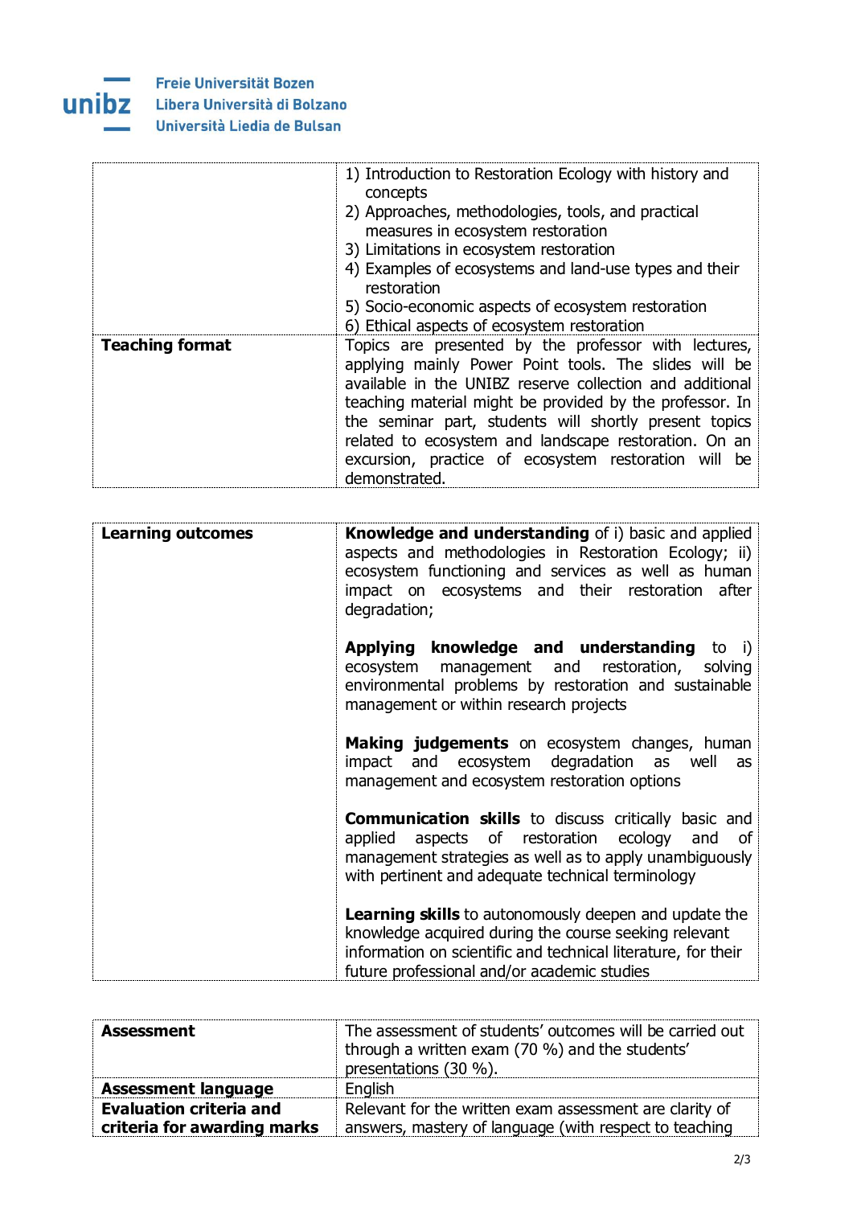| | |
|---|---|
| | 1) Introduction to Restoration Ecology with history and concepts<br>2) Approaches, methodologies, tools, and practical measures in ecosystem restoration<br>3) Limitations in ecosystem restoration<br>4) Examples of ecosystems and land-use types and their restoration<br>5) Socio-economic aspects of ecosystem restoration<br>6) Ethical aspects of ecosystem restoration |
| **Teaching format** | Topics are presented by the professor with lectures, applying mainly Power Point tools. The slides will be available in the UNIBZ reserve collection and additional teaching material might be provided by the professor. In the seminar part, students will shortly present topics related to ecosystem and landscape restoration. On an excursion, practice of ecosystem restoration will be demonstrated. |

| | |
|---|---|
| **Learning outcomes** | **Knowledge and understanding** of i) basic and applied aspects and methodologies in Restoration Ecology; ii) ecosystem functioning and services as well as human impact on ecosystems and their restoration after degradation;<br><br>**Applying knowledge and understanding** to i) ecosystem management and restoration, solving environmental problems by restoration and sustainable management or within research projects<br><br>**Making judgements** on ecosystem changes, human impact and ecosystem degradation as well as management and ecosystem restoration options<br><br>**Communication skills** to discuss critically basic and applied aspects of restoration ecology and of management strategies as well as to apply unambiguously with pertinent and adequate technical terminology<br><br>**Learning skills** to autonomously deepen and update the knowledge acquired during the course seeking relevant information on scientific and technical literature, for their future professional and/or academic studies |

| | |
|---|---|
| **Assessment** | The assessment of students' outcomes will be carried out through a written exam (70 %) and the students' presentations (30 %). |
| **Assessment language** | English |
| **Evaluation criteria and criteria for awarding marks** | Relevant for the written exam assessment are clarity of answers, mastery of language (with respect to teaching |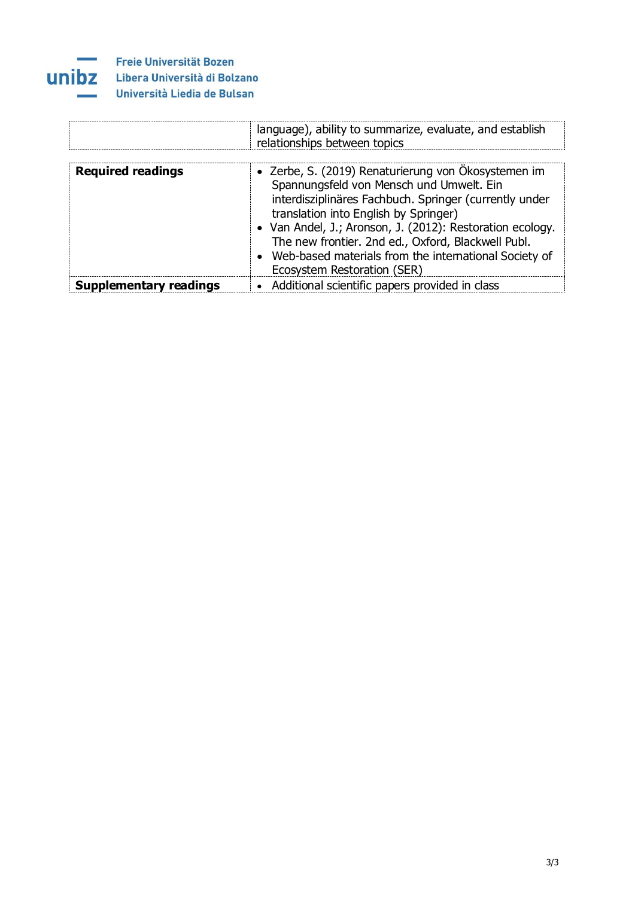| | |
|---|---|
| | language), ability to summarize, evaluate, and establish relationships between topics |

| | |
|---|---|
| **Required readings** | • Zerbe, S. (2019) Renaturierung von Ökosystemen im Spannungsfeld von Mensch und Umwelt. Ein interdisziplinäres Fachbuch. Springer (currently under translation into English by Springer)<br>• Van Andel, J.; Aronson, J. (2012): Restoration ecology. The new frontier. 2nd ed., Oxford, Blackwell Publ.<br>• Web-based materials from the international Society of Ecosystem Restoration (SER) |
| **Supplementary readings** | • Additional scientific papers provided in class |